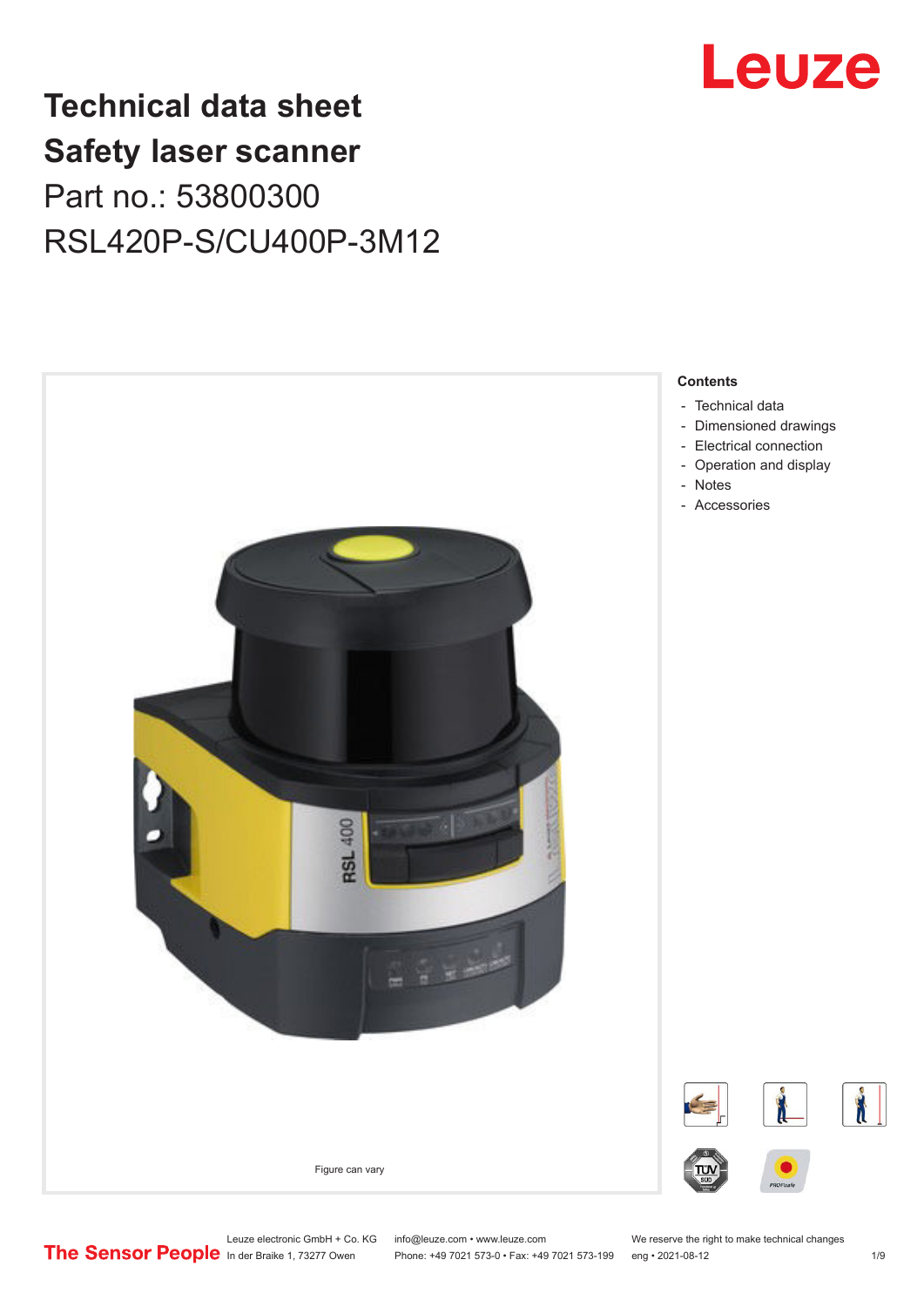# Technical data sheet
# Safety laser scanner
## Part no.: 53800300
## RSL420P-S/CU400P-3M12

Figure can vary

**Contents**

- Technical data
- Dimensioned drawings
- Electrical connection
- Operation and display
- Notes
- Accessories

Leuze electronic GmbH + Co. KG
In der Braike 1, 73277 Owen

info@leuze.com • www.leuze.com
Phone: +49 7021 573-0 • Fax: +49 7021 573-199

We reserve the right to make technical changes
eng • 2021-08-12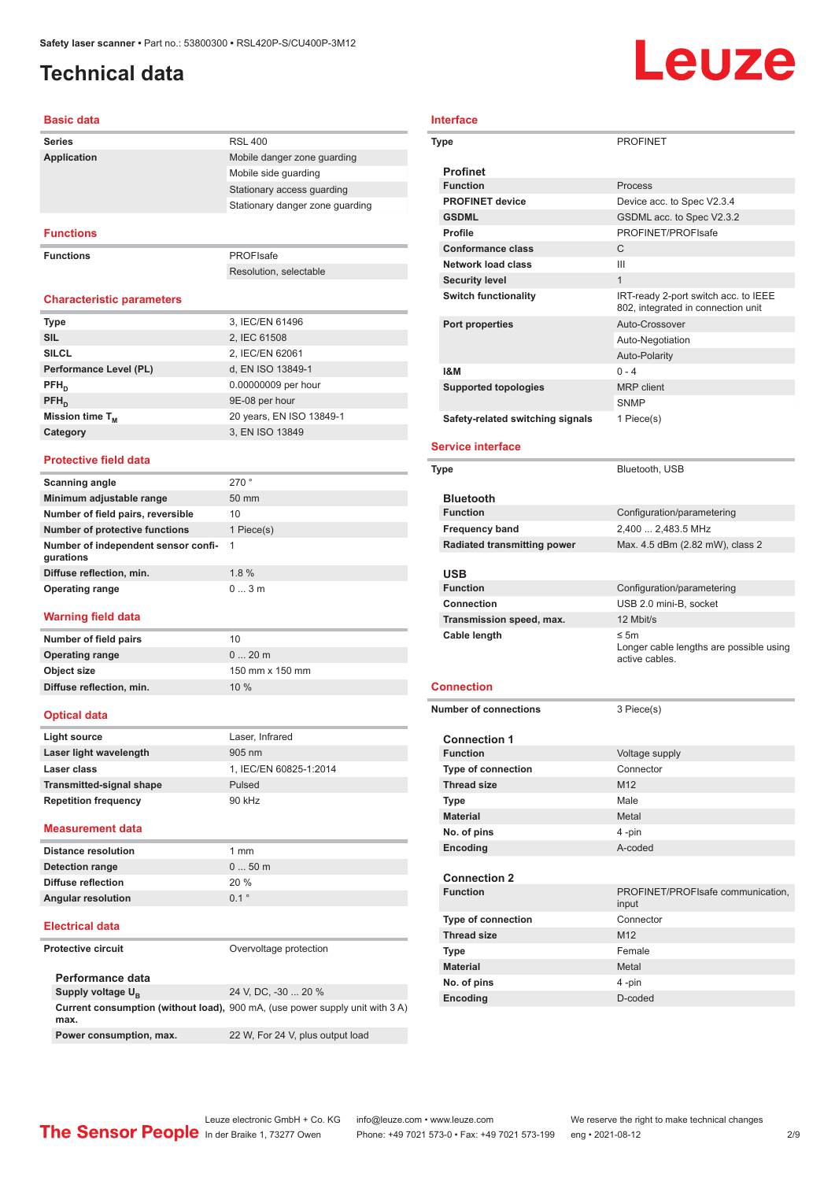# Technical data

## Basic data

| | |
|---|---|
| **Series** | RSL 400 |
| **Application** | Mobile danger zone guarding |
| | Mobile side guarding |
| | Stationary access guarding |
| | Stationary danger zone guarding |

## Functions

| | |
|---|---|
| **Functions** | PROFIsafe |
| | Resolution, selectable |

## Characteristic parameters

| | |
|---|---|
| **Type** | 3, IEC/EN 61496 |
| **SIL** | 2, IEC 61508 |
| **SILCL** | 2, IEC/EN 62061 |
| **Performance Level (PL)** | d, EN ISO 13849-1 |
| **$PFH_D$** | 0.00000009 per hour |
| **$PFH_D$** | 9E-08 per hour |
| **Mission time $T_M$** | 20 years, EN ISO 13849-1 |
| **Category** | 3, EN ISO 13849 |

## Protective field data

| | |
|---|---|
| **Scanning angle** | 270 ° |
| **Minimum adjustable range** | 50 mm |
| **Number of field pairs, reversible** | 10 |
| **Number of protective functions** | 1 Piece(s) |
| **Number of independent sensor configurations** | 1 |
| **Diffuse reflection, min.** | 1.8 % |
| **Operating range** | 0 ... 3 m |

## Warning field data

| | |
|---|---|
| **Number of field pairs** | 10 |
| **Operating range** | 0 ... 20 m |
| **Object size** | 150 mm x 150 mm |
| **Diffuse reflection, min.** | 10 % |

## Optical data

| | |
|---|---|
| **Light source** | Laser, Infrared |
| **Laser light wavelength** | 905 nm |
| **Laser class** | 1, IEC/EN 60825-1:2014 |
| **Transmitted-signal shape** | Pulsed |
| **Repetition frequency** | 90 kHz |

## Measurement data

| | |
|---|---|
| **Distance resolution** | 1 mm |
| **Detection range** | 0 ... 50 m |
| **Diffuse reflection** | 20 % |
| **Angular resolution** | 0.1 ° |

## Electrical data

| | |
|---|---|
| **Protective circuit** | Overvoltage protection |

### Performance data

| | |
|---|---|
| **Supply voltage $U_B$** | 24 V, DC, -30 ... 20 % |
| **Current consumption (without load), max.** | 900 mA, (use power supply unit with 3 A) |
| **Power consumption, max.** | 22 W, For 24 V, plus output load |

## Interface

| | |
|---|---|
| **Type** | PROFINET |

### Profinet

| | |
|---|---|
| **Function** | Process |
| **PROFINET device** | Device acc. to Spec V2.3.4 |
| **GSDML** | GSDML acc. to Spec V2.3.2 |
| **Profile** | PROFINET/PROFIsafe |
| **Conformance class** | C |
| **Network load class** | III |
| **Security level** | 1 |
| **Switch functionality** | IRT-ready 2-port switch acc. to IEEE 802, integrated in connection unit |
| **Port properties** | Auto-Crossover |
| | Auto-Negotiation |
| | Auto-Polarity |
| **I&M** | 0 - 4 |
| **Supported topologies** | MRP client |
| | SNMP |
| **Safety-related switching signals** | 1 Piece(s) |

## Service interface

| | |
|---|---|
| **Type** | Bluetooth, USB |

### Bluetooth

| | |
|---|---|
| **Function** | Configuration/parametering |
| **Frequency band** | 2,400 ... 2,483.5 MHz |
| **Radiated transmitting power** | Max. 4.5 dBm (2.82 mW), class 2 |

### USB

| | |
|---|---|
| **Function** | Configuration/parametering |
| **Connection** | USB 2.0 mini-B, socket |
| **Transmission speed, max.** | 12 Mbit/s |
| **Cable length** | ≤ 5m<br>Longer cable lengths are possible using active cables. |

## Connection

| | |
|---|---|
| **Number of connections** | 3 Piece(s) |

### Connection 1

| | |
|---|---|
| **Function** | Voltage supply |
| **Type of connection** | Connector |
| **Thread size** | M12 |
| **Type** | Male |
| **Material** | Metal |
| **No. of pins** | 4 -pin |
| **Encoding** | A-coded |

### Connection 2

| | |
|---|---|
| **Function** | PROFINET/PROFIsafe communication, input |
| **Type of connection** | Connector |
| **Thread size** | M12 |
| **Type** | Female |
| **Material** | Metal |
| **No. of pins** | 4 -pin |
| **Encoding** | D-coded |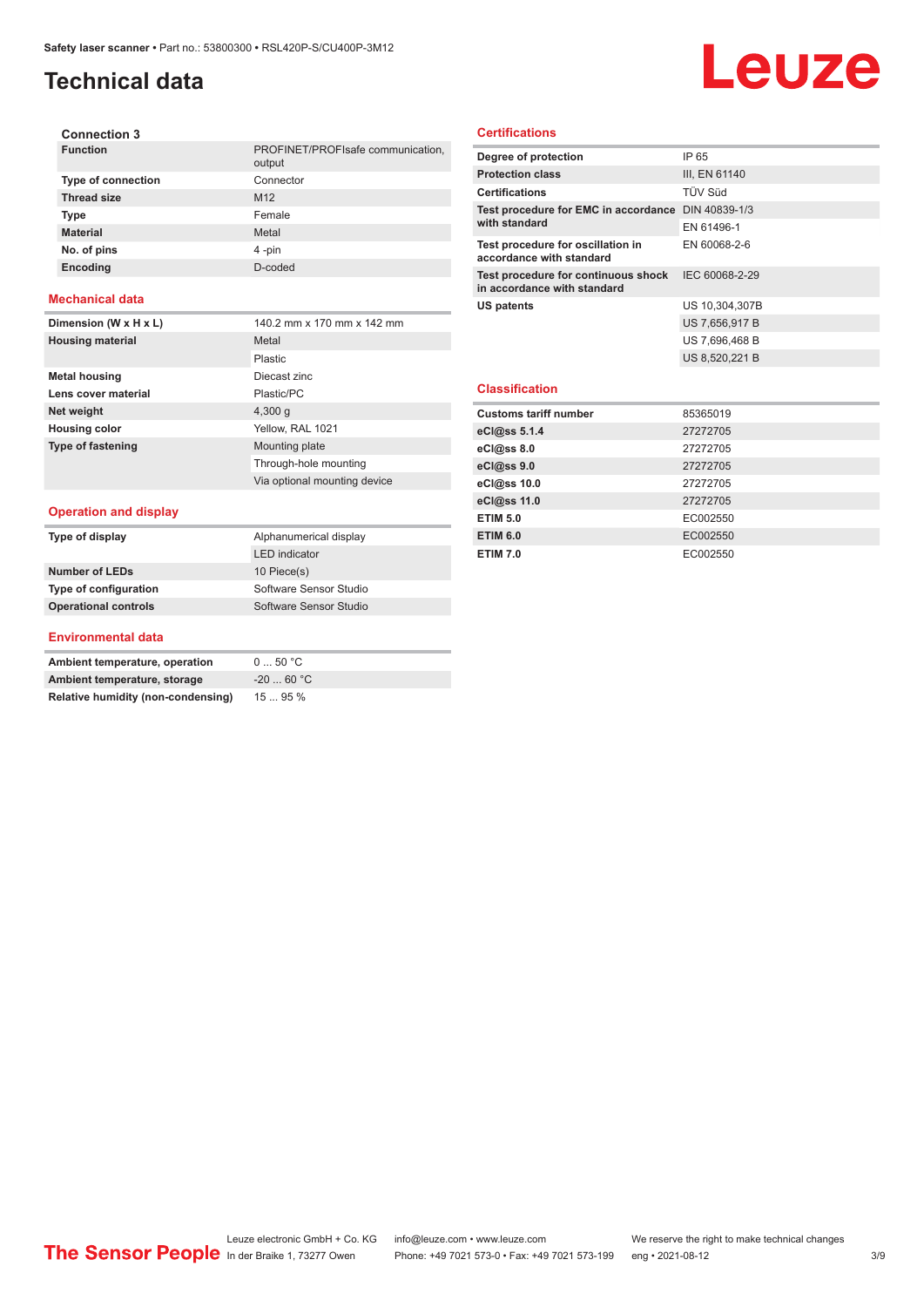# Technical data

### Connection 3

| | |
|---|---|
| **Function** | PROFINET/PROFIsafe communication, output |
| **Type of connection** | Connector |
| **Thread size** | M12 |
| **Type** | Female |
| **Material** | Metal |
| **No. of pins** | 4 -pin |
| **Encoding** | D-coded |

## Mechanical data

| | |
|---|---|
| **Dimension (W x H x L)** | 140.2 mm x 170 mm x 142 mm |
| **Housing material** | Metal |
| | Plastic |
| **Metal housing** | Diecast zinc |
| **Lens cover material** | Plastic/PC |
| **Net weight** | 4,300 g |
| **Housing color** | Yellow, RAL 1021 |
| **Type of fastening** | Mounting plate |
| | Through-hole mounting |
| | Via optional mounting device |

## Operation and display

| | |
|---|---|
| **Type of display** | Alphanumerical display |
| | LED indicator |
| **Number of LEDs** | 10 Piece(s) |
| **Type of configuration** | Software Sensor Studio |
| **Operational controls** | Software Sensor Studio |

## Environmental data

| | |
|---|---|
| **Ambient temperature, operation** | 0 ... 50 °C |
| **Ambient temperature, storage** | -20 ... 60 °C |
| **Relative humidity (non-condensing)** | 15 ... 95 % |

## Certifications

| | |
|---|---|
| **Degree of protection** | IP 65 |
| **Protection class** | III, EN 61140 |
| **Certifications** | TÜV Süd |
| **Test procedure for EMC in accordance with standard** | DIN 40839-1/3 |
| | EN 61496-1 |
| **Test procedure for oscillation in accordance with standard** | EN 60068-2-6 |
| **Test procedure for continuous shock in accordance with standard** | IEC 60068-2-29 |
| **US patents** | US 10,304,307B |
| | US 7,656,917 B |
| | US 7,696,468 B |
| | US 8,520,221 B |

## Classification

| | |
|---|---|
| **Customs tariff number** | 85365019 |
| **eCl@ss 5.1.4** | 27272705 |
| **eCl@ss 8.0** | 27272705 |
| **eCl@ss 9.0** | 27272705 |
| **eCl@ss 10.0** | 27272705 |
| **eCl@ss 11.0** | 27272705 |
| **ETIM 5.0** | EC002550 |
| **ETIM 6.0** | EC002550 |
| **ETIM 7.0** | EC002550 |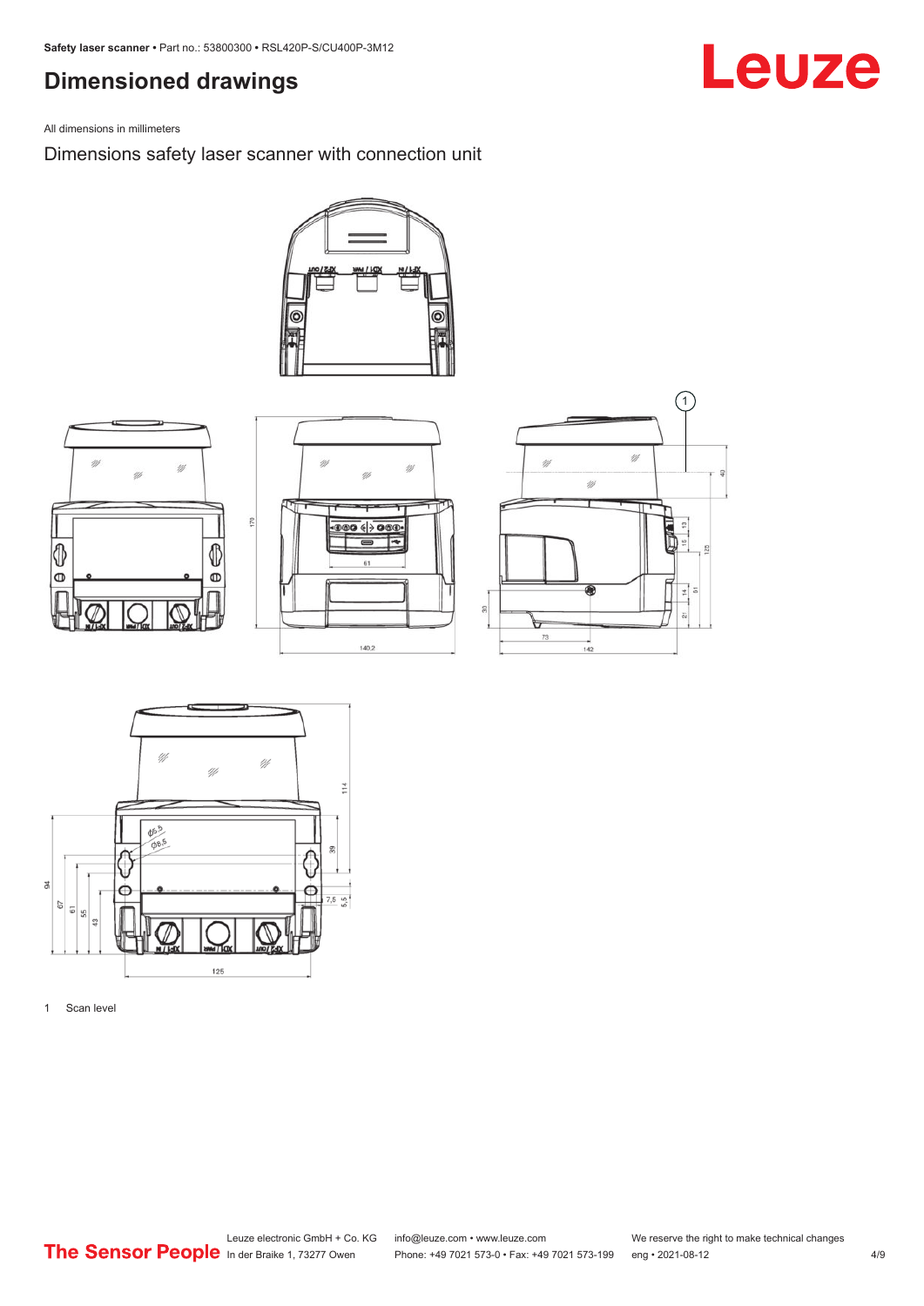# Dimensioned drawings

All dimensions in millimeters

## Dimensions safety laser scanner with connection unit

1 Scan level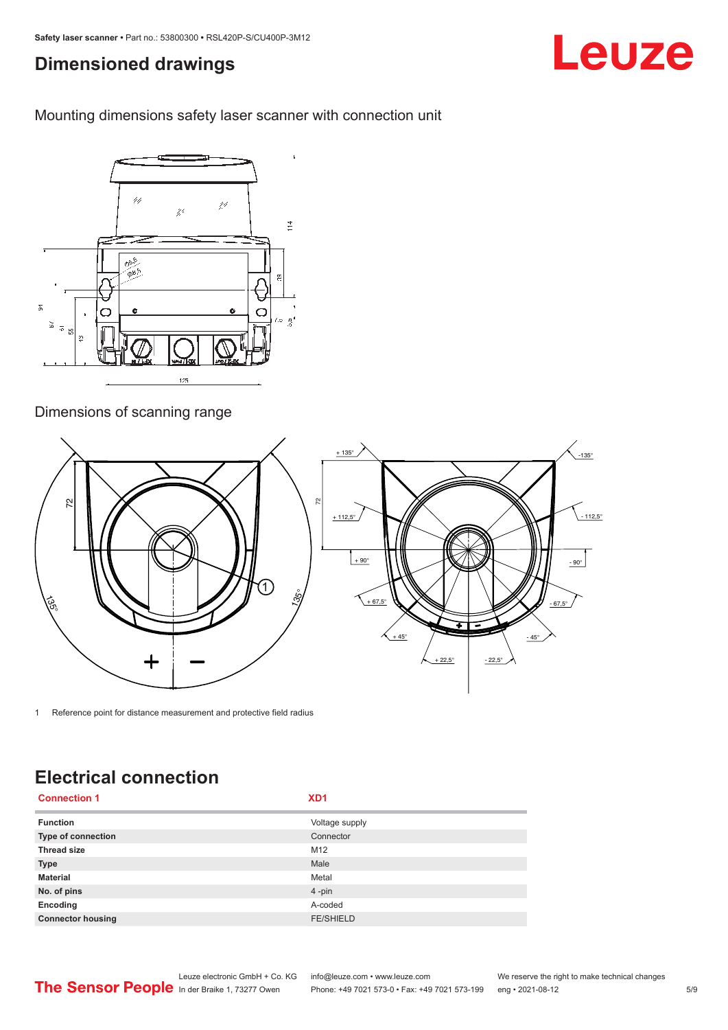## Dimensioned drawings

Mounting dimensions safety laser scanner with connection unit

Dimensions of scanning range

1 Reference point for distance measurement and protective field radius

## Electrical connection

| Connection 1 | XD1 |
|---|---|
| Function | Voltage supply |
| Type of connection | Connector |
| Thread size | M12 |
| Type | Male |
| Material | Metal |
| No. of pins | 4 -pin |
| Encoding | A-coded |
| Connector housing | FE/SHIELD |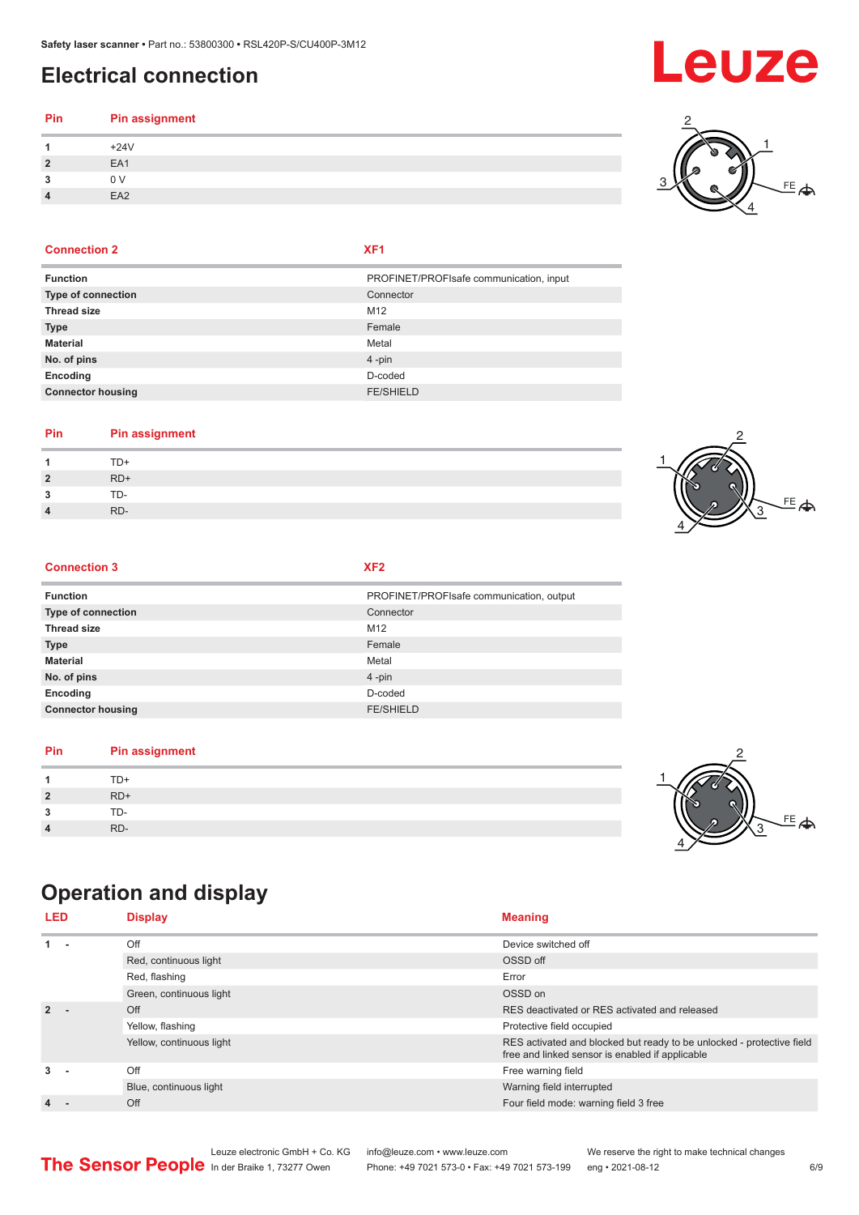## Electrical connection

| Pin | Pin assignment |
|---|---|
| 1 | +24V |
| 2 | EA1 |
| 3 | 0 V |
| 4 | EA2 |

| Connection 2 | XF1 |
|---|---|
| **Function** | PROFINET/PROFIsafe communication, input |
| **Type of connection** | Connector |
| **Thread size** | M12 |
| **Type** | Female |
| **Material** | Metal |
| **No. of pins** | 4 -pin |
| **Encoding** | D-coded |
| **Connector housing** | FE/SHIELD |

| Pin | Pin assignment |
|---|---|
| 1 | TD+ |
| 2 | RD+ |
| 3 | TD- |
| 4 | RD- |

| Connection 3 | XF2 |
|---|---|
| **Function** | PROFINET/PROFIsafe communication, output |
| **Type of connection** | Connector |
| **Thread size** | M12 |
| **Type** | Female |
| **Material** | Metal |
| **No. of pins** | 4 -pin |
| **Encoding** | D-coded |
| **Connector housing** | FE/SHIELD |

| Pin | Pin assignment |
|---|---|
| 1 | TD+ |
| 2 | RD+ |
| 3 | TD- |
| 4 | RD- |

## Operation and display

| LED | Display | Meaning |
|---|---|---|
| 1 - | Off | Device switched off |
| | Red, continuous light | OSSD off |
| | Red, flashing | Error |
| | Green, continuous light | OSSD on |
| 2 - | Off | RES deactivated or RES activated and released |
| | Yellow, flashing | Protective field occupied |
| | Yellow, continuous light | RES activated and blocked but ready to be unlocked - protective field free and linked sensor is enabled if applicable |
| 3 - | Off | Free warning field |
| | Blue, continuous light | Warning field interrupted |
| 4 - | Off | Four field mode: warning field 3 free |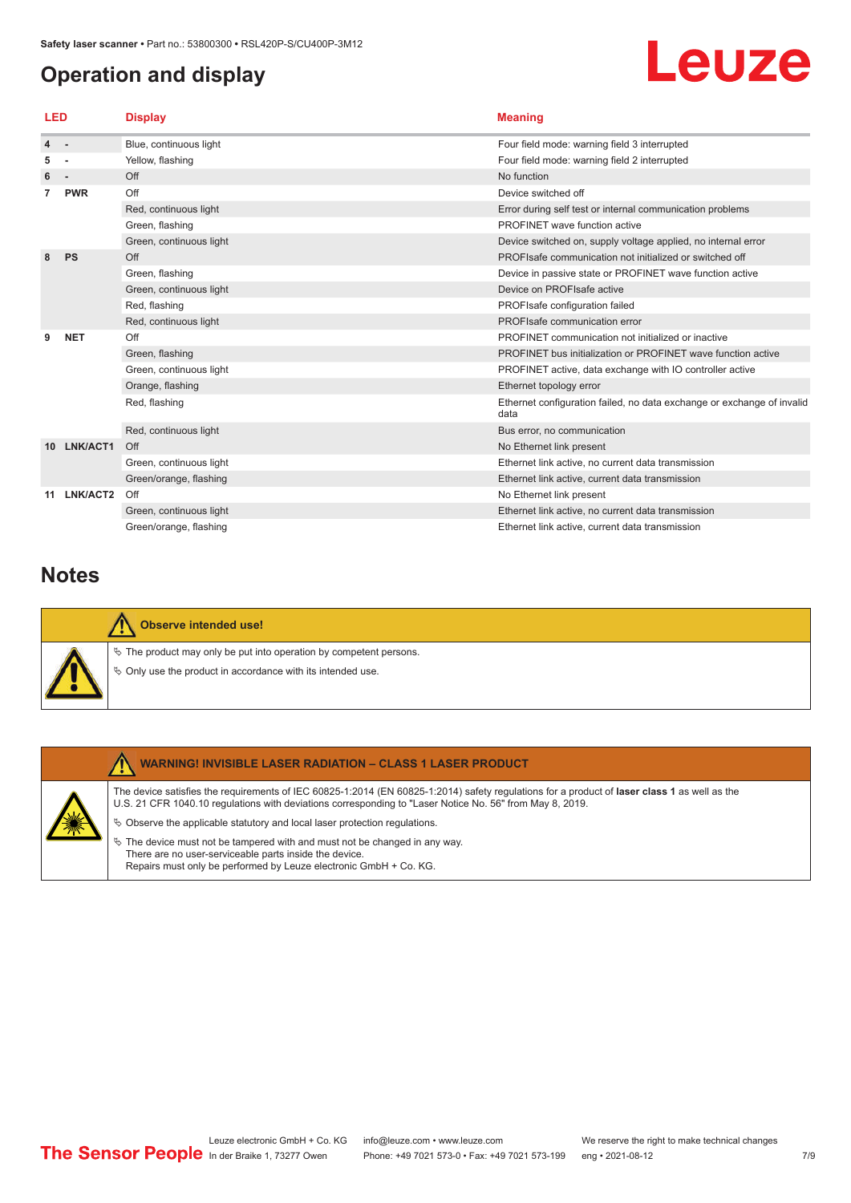## Operation and display

| LED | | Display | Meaning |
|---|---|---|---|
| 4 | - | Blue, continuous light | Four field mode: warning field 3 interrupted |
| 5 | - | Yellow, flashing | Four field mode: warning field 2 interrupted |
| 6 | - | Off | No function |
| 7 | PWR | Off | Device switched off |
| | | Red, continuous light | Error during self test or internal communication problems |
| | | Green, flashing | PROFINET wave function active |
| | | Green, continuous light | Device switched on, supply voltage applied, no internal error |
| 8 | PS | Off | PROFIsafe communication not initialized or switched off |
| | | Green, flashing | Device in passive state or PROFINET wave function active |
| | | Green, continuous light | Device on PROFIsafe active |
| | | Red, flashing | PROFIsafe configuration failed |
| | | Red, continuous light | PROFIsafe communication error |
| 9 | NET | Off | PROFINET communication not initialized or inactive |
| | | Green, flashing | PROFINET bus initialization or PROFINET wave function active |
| | | Green, continuous light | PROFINET active, data exchange with IO controller active |
| | | Orange, flashing | Ethernet topology error |
| | | Red, flashing | Ethernet configuration failed, no data exchange or exchange of invalid data |
| | | Red, continuous light | Bus error, no communication |
| 10 | LNK/ACT1 | Off | No Ethernet link present |
| | | Green, continuous light | Ethernet link active, no current data transmission |
| | | Green/orange, flashing | Ethernet link active, current data transmission |
| 11 | LNK/ACT2 | Off | No Ethernet link present |
| | | Green, continuous light | Ethernet link active, no current data transmission |
| | | Green/orange, flashing | Ethernet link active, current data transmission |

## Notes

**Observe intended use!**

- The product may only be put into operation by competent persons.
- Only use the product in accordance with its intended use.

**WARNING! INVISIBLE LASER RADIATION – CLASS 1 LASER PRODUCT**

The device satisfies the requirements of IEC 60825-1:2014 (EN 60825-1:2014) safety regulations for a product of **laser class 1** as well as the U.S. 21 CFR 1040.10 regulations with deviations corresponding to "Laser Notice No. 56" from May 8, 2019.

- Observe the applicable statutory and local laser protection regulations.
- The device must not be tampered with and must not be changed in any way.
  There are no user-serviceable parts inside the device.
  Repairs must only be performed by Leuze electronic GmbH + Co. KG.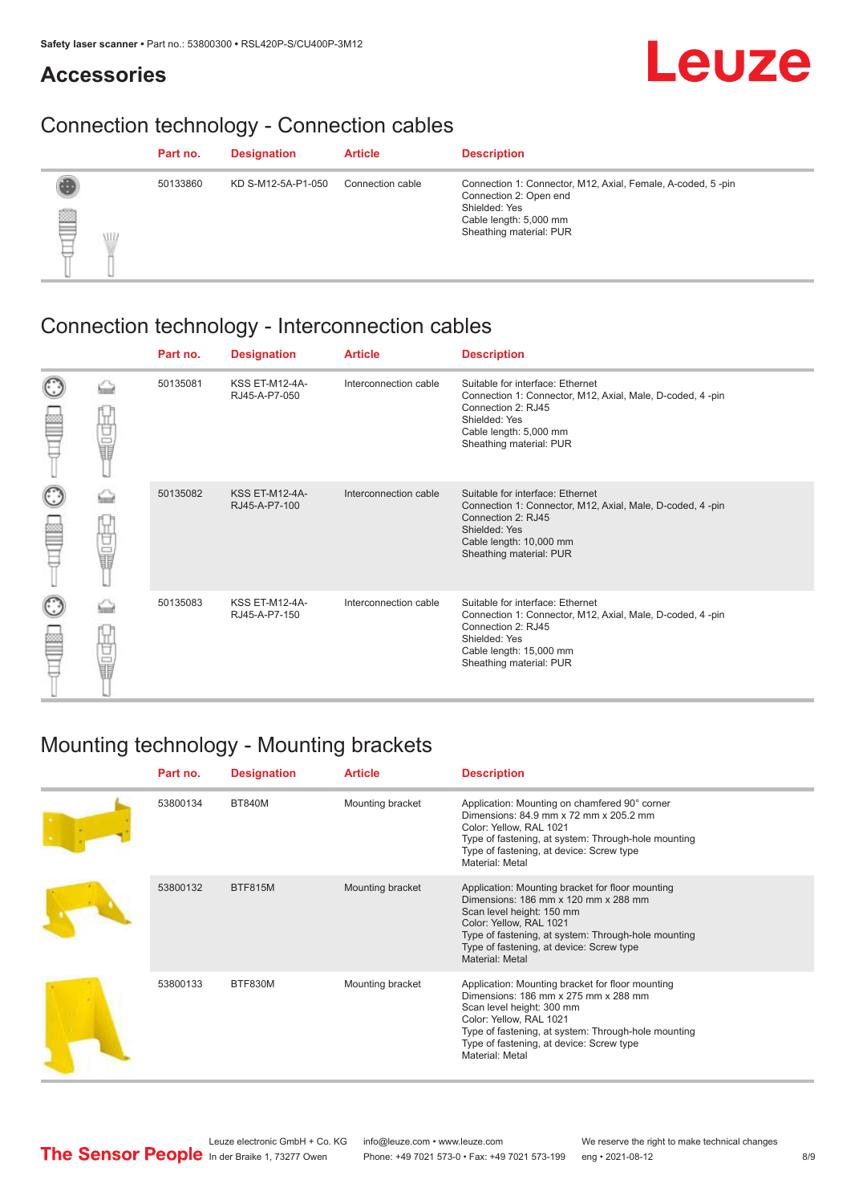## Accessories

### Connection technology - Connection cables

| Part no. | Designation | Article | Description |
|---|---|---|---|
| 50133860 | KD S-M12-5A-P1-050 | Connection cable | Connection 1: Connector, M12, Axial, Female, A-coded, 5 -pin<br>Connection 2: Open end<br>Shielded: Yes<br>Cable length: 5,000 mm<br>Sheathing material: PUR |

### Connection technology - Interconnection cables

| Part no. | Designation | Article | Description |
|---|---|---|---|
| 50135081 | KSS ET-M12-4A-RJ45-A-P7-050 | Interconnection cable | Suitable for interface: Ethernet<br>Connection 1: Connector, M12, Axial, Male, D-coded, 4 -pin<br>Connection 2: RJ45<br>Shielded: Yes<br>Cable length: 5,000 mm<br>Sheathing material: PUR |
| 50135082 | KSS ET-M12-4A-RJ45-A-P7-100 | Interconnection cable | Suitable for interface: Ethernet<br>Connection 1: Connector, M12, Axial, Male, D-coded, 4 -pin<br>Connection 2: RJ45<br>Shielded: Yes<br>Cable length: 10,000 mm<br>Sheathing material: PUR |
| 50135083 | KSS ET-M12-4A-RJ45-A-P7-150 | Interconnection cable | Suitable for interface: Ethernet<br>Connection 1: Connector, M12, Axial, Male, D-coded, 4 -pin<br>Connection 2: RJ45<br>Shielded: Yes<br>Cable length: 15,000 mm<br>Sheathing material: PUR |

### Mounting technology - Mounting brackets

| Part no. | Designation | Article | Description |
|---|---|---|---|
| 53800134 | BT840M | Mounting bracket | Application: Mounting on chamfered 90° corner<br>Dimensions: 84.9 mm x 72 mm x 205.2 mm<br>Color: Yellow, RAL 1021<br>Type of fastening, at system: Through-hole mounting<br>Type of fastening, at device: Screw type<br>Material: Metal |
| 53800132 | BTF815M | Mounting bracket | Application: Mounting bracket for floor mounting<br>Dimensions: 186 mm x 120 mm x 288 mm<br>Scan level height: 150 mm<br>Color: Yellow, RAL 1021<br>Type of fastening, at system: Through-hole mounting<br>Type of fastening, at device: Screw type<br>Material: Metal |
| 53800133 | BTF830M | Mounting bracket | Application: Mounting bracket for floor mounting<br>Dimensions: 186 mm x 275 mm x 288 mm<br>Scan level height: 300 mm<br>Color: Yellow, RAL 1021<br>Type of fastening, at system: Through-hole mounting<br>Type of fastening, at device: Screw type<br>Material: Metal |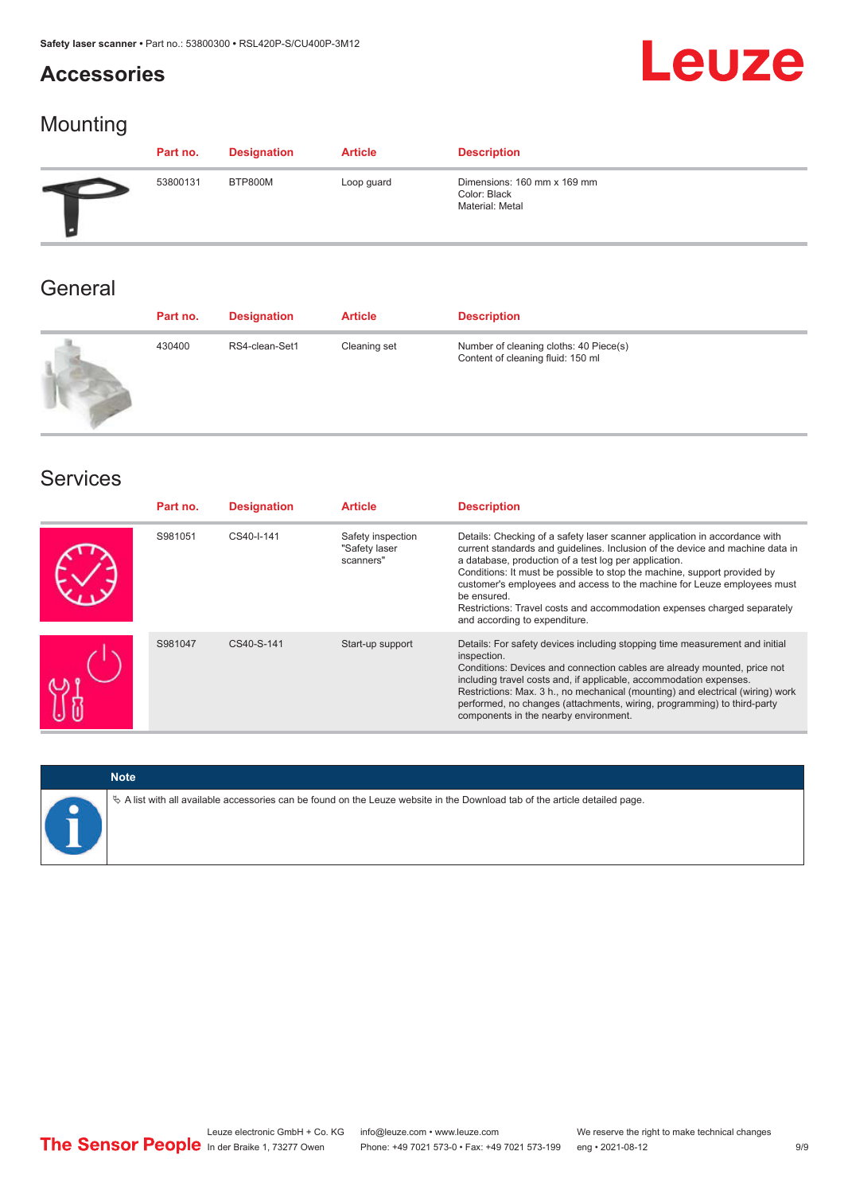## Accessories

### Mounting

| | Part no. | Designation | Article | Description |
|---|---|---|---|---|
| | 53800131 | BTP800M | Loop guard | Dimensions: 160 mm x 169 mm<br>Color: Black<br>Material: Metal |

### General

| | Part no. | Designation | Article | Description |
|---|---|---|---|---|
| | 430400 | RS4-clean-Set1 | Cleaning set | Number of cleaning cloths: 40 Piece(s)<br>Content of cleaning fluid: 150 ml |

### Services

| | Part no. | Designation | Article | Description |
|---|---|---|---|---|
| | S981051 | CS40-I-141 | Safety inspection "Safety laser scanners" | Details: Checking of a safety laser scanner application in accordance with current standards and guidelines. Inclusion of the device and machine data in a database, production of a test log per application.<br>Conditions: It must be possible to stop the machine, support provided by customer's employees and access to the machine for Leuze employees must be ensured.<br>Restrictions: Travel costs and accommodation expenses charged separately and according to expenditure. |
| | S981047 | CS40-S-141 | Start-up support | Details: For safety devices including stopping time measurement and initial inspection.<br>Conditions: Devices and connection cables are already mounted, price not including travel costs and, if applicable, accommodation expenses.<br>Restrictions: Max. 3 h., no mechanical (mounting) and electrical (wiring) work performed, no changes (attachments, wiring, programming) to third-party components in the nearby environment. |

**Note**

✎ A list with all available accessories can be found on the Leuze website in the Download tab of the article detailed page.